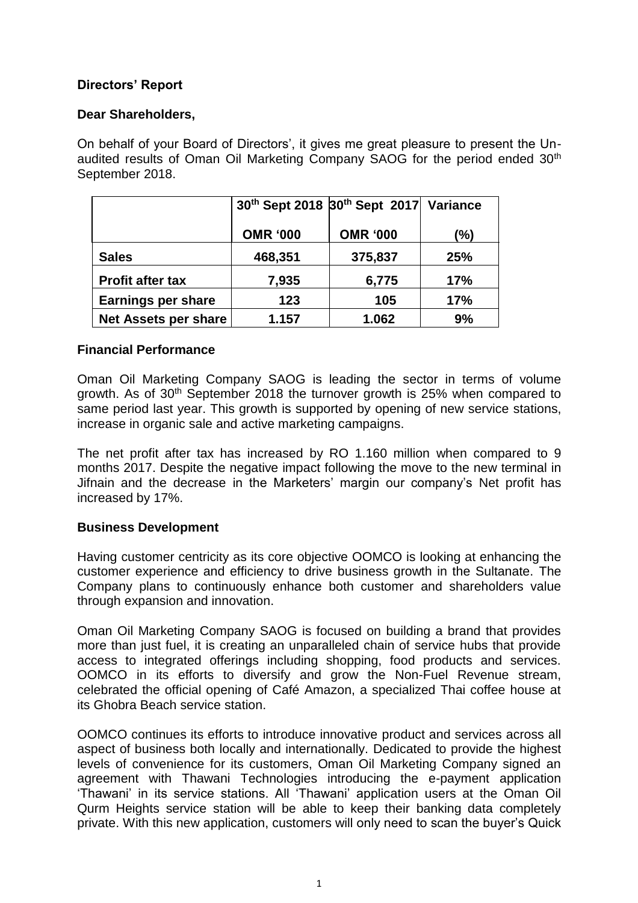**Directors' Report**

**Dear Shareholders,**

On behalf of your Board of Directors', it gives me great pleasure to present the Un-audited results of Oman Oil Marketing Company SAOG for the period ended 30th September 2018.

| | 30th Sept 2018 | 30th Sept 2017 | Variance |
|---|---|---|---|
| | **OMR '000** | **OMR '000** | **(%)** |
| **Sales** | **468,351** | **375,837** | **25%** |
| **Profit after tax** | **7,935** | **6,775** | **17%** |
| **Earnings per share** | **123** | **105** | **17%** |
| **Net Assets per share** | **1.157** | **1.062** | **9%** |

**Financial Performance**

Oman Oil Marketing Company SAOG is leading the sector in terms of volume growth. As of 30th September 2018 the turnover growth is 25% when compared to same period last year. This growth is supported by opening of new service stations, increase in organic sale and active marketing campaigns.

The net profit after tax has increased by RO 1.160 million when compared to 9 months 2017. Despite the negative impact following the move to the new terminal in Jifnain and the decrease in the Marketers' margin our company's Net profit has increased by 17%.

**Business Development**

Having customer centricity as its core objective OOMCO is looking at enhancing the customer experience and efficiency to drive business growth in the Sultanate. The Company plans to continuously enhance both customer and shareholders value through expansion and innovation.

Oman Oil Marketing Company SAOG is focused on building a brand that provides more than just fuel, it is creating an unparalleled chain of service hubs that provide access to integrated offerings including shopping, food products and services. OOMCO in its efforts to diversify and grow the Non-Fuel Revenue stream, celebrated the official opening of Café Amazon, a specialized Thai coffee house at its Ghobra Beach service station.

OOMCO continues its efforts to introduce innovative product and services across all aspect of business both locally and internationally. Dedicated to provide the highest levels of convenience for its customers, Oman Oil Marketing Company signed an agreement with Thawani Technologies introducing the e-payment application 'Thawani' in its service stations. All 'Thawani' application users at the Oman Oil Qurm Heights service station will be able to keep their banking data completely private. With this new application, customers will only need to scan the buyer's Quick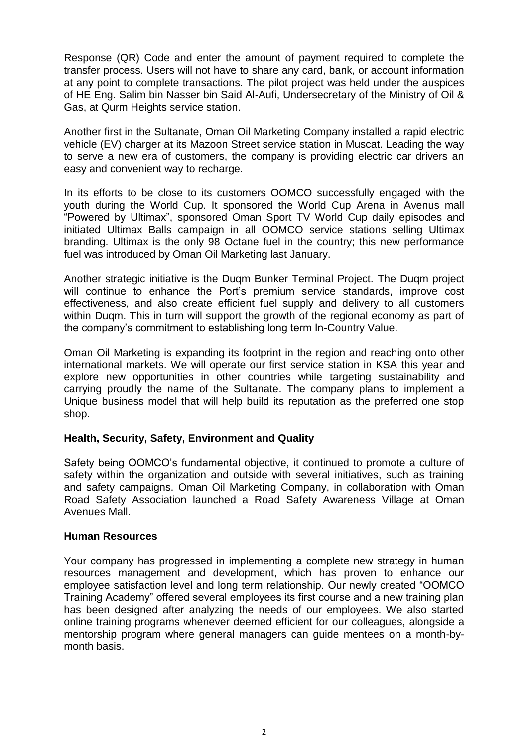Response (QR) Code and enter the amount of payment required to complete the transfer process. Users will not have to share any card, bank, or account information at any point to complete transactions. The pilot project was held under the auspices of HE Eng. Salim bin Nasser bin Said Al-Aufi, Undersecretary of the Ministry of Oil & Gas, at Qurm Heights service station.

Another first in the Sultanate, Oman Oil Marketing Company installed a rapid electric vehicle (EV) charger at its Mazoon Street service station in Muscat. Leading the way to serve a new era of customers, the company is providing electric car drivers an easy and convenient way to recharge.

In its efforts to be close to its customers OOMCO successfully engaged with the youth during the World Cup. It sponsored the World Cup Arena in Avenus mall "Powered by Ultimax", sponsored Oman Sport TV World Cup daily episodes and initiated Ultimax Balls campaign in all OOMCO service stations selling Ultimax branding. Ultimax is the only 98 Octane fuel in the country; this new performance fuel was introduced by Oman Oil Marketing last January.

Another strategic initiative is the Duqm Bunker Terminal Project. The Duqm project will continue to enhance the Port's premium service standards, improve cost effectiveness, and also create efficient fuel supply and delivery to all customers within Duqm. This in turn will support the growth of the regional economy as part of the company's commitment to establishing long term In-Country Value.

Oman Oil Marketing is expanding its footprint in the region and reaching onto other international markets. We will operate our first service station in KSA this year and explore new opportunities in other countries while targeting sustainability and carrying proudly the name of the Sultanate. The company plans to implement a Unique business model that will help build its reputation as the preferred one stop shop.

**Health, Security, Safety, Environment and Quality**

Safety being OOMCO's fundamental objective, it continued to promote a culture of safety within the organization and outside with several initiatives, such as training and safety campaigns. Oman Oil Marketing Company, in collaboration with Oman Road Safety Association launched a Road Safety Awareness Village at Oman Avenues Mall.

**Human Resources**

Your company has progressed in implementing a complete new strategy in human resources management and development, which has proven to enhance our employee satisfaction level and long term relationship. Our newly created "OOMCO Training Academy" offered several employees its first course and a new training plan has been designed after analyzing the needs of our employees. We also started online training programs whenever deemed efficient for our colleagues, alongside a mentorship program where general managers can guide mentees on a month-by-month basis.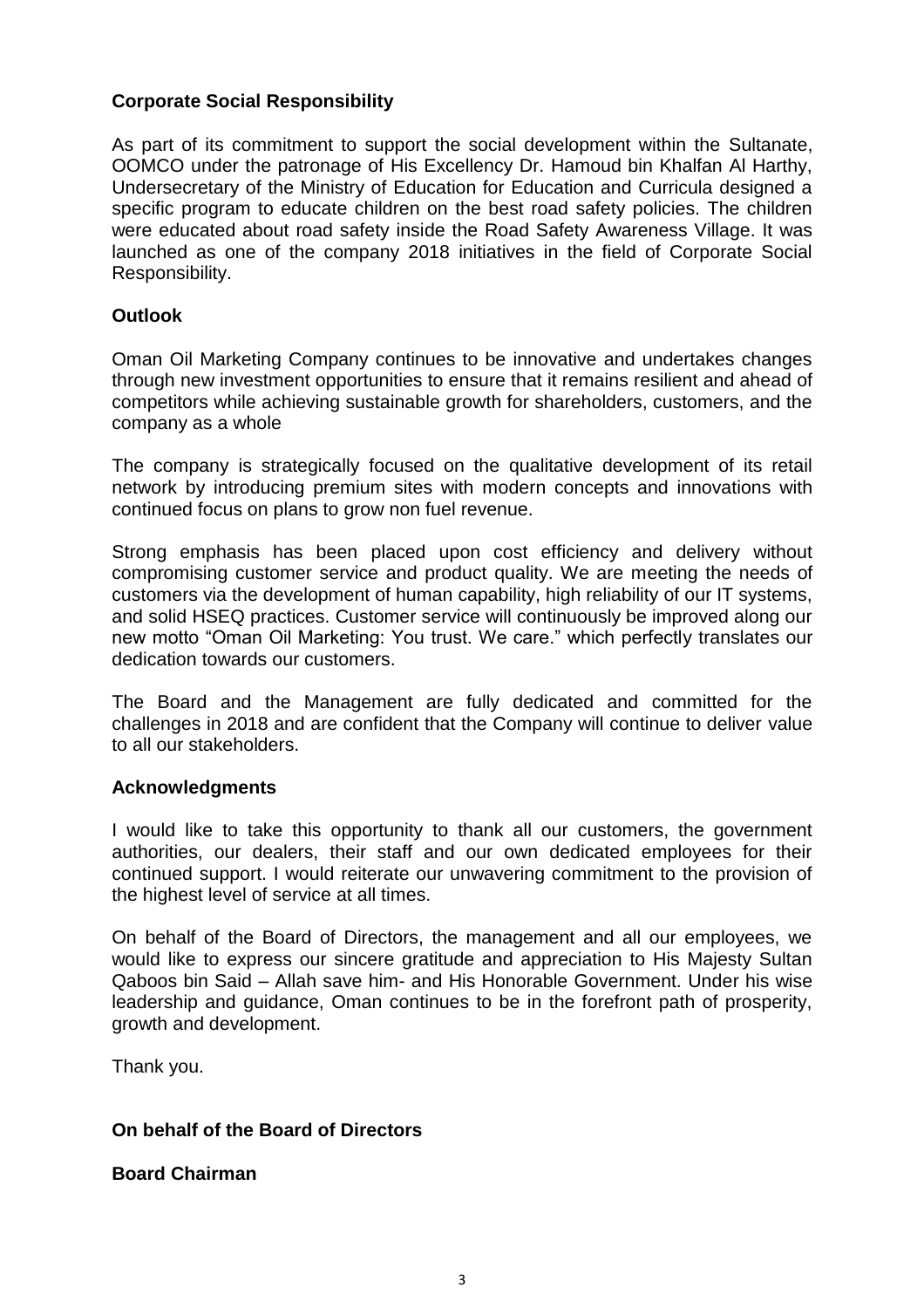**Corporate Social Responsibility**

As part of its commitment to support the social development within the Sultanate, OOMCO under the patronage of His Excellency Dr. Hamoud bin Khalfan Al Harthy, Undersecretary of the Ministry of Education for Education and Curricula designed a specific program to educate children on the best road safety policies. The children were educated about road safety inside the Road Safety Awareness Village. It was launched as one of the company 2018 initiatives in the field of Corporate Social Responsibility.

**Outlook**

Oman Oil Marketing Company continues to be innovative and undertakes changes through new investment opportunities to ensure that it remains resilient and ahead of competitors while achieving sustainable growth for shareholders, customers, and the company as a whole

The company is strategically focused on the qualitative development of its retail network by introducing premium sites with modern concepts and innovations with continued focus on plans to grow non fuel revenue.

Strong emphasis has been placed upon cost efficiency and delivery without compromising customer service and product quality. We are meeting the needs of customers via the development of human capability, high reliability of our IT systems, and solid HSEQ practices. Customer service will continuously be improved along our new motto "Oman Oil Marketing: You trust. We care." which perfectly translates our dedication towards our customers.

The Board and the Management are fully dedicated and committed for the challenges in 2018 and are confident that the Company will continue to deliver value to all our stakeholders.

**Acknowledgments**

I would like to take this opportunity to thank all our customers, the government authorities, our dealers, their staff and our own dedicated employees for their continued support. I would reiterate our unwavering commitment to the provision of the highest level of service at all times.

On behalf of the Board of Directors, the management and all our employees, we would like to express our sincere gratitude and appreciation to His Majesty Sultan Qaboos bin Said – Allah save him- and His Honorable Government. Under his wise leadership and guidance, Oman continues to be in the forefront path of prosperity, growth and development.

Thank you.

**On behalf of the Board of Directors**

**Board Chairman**